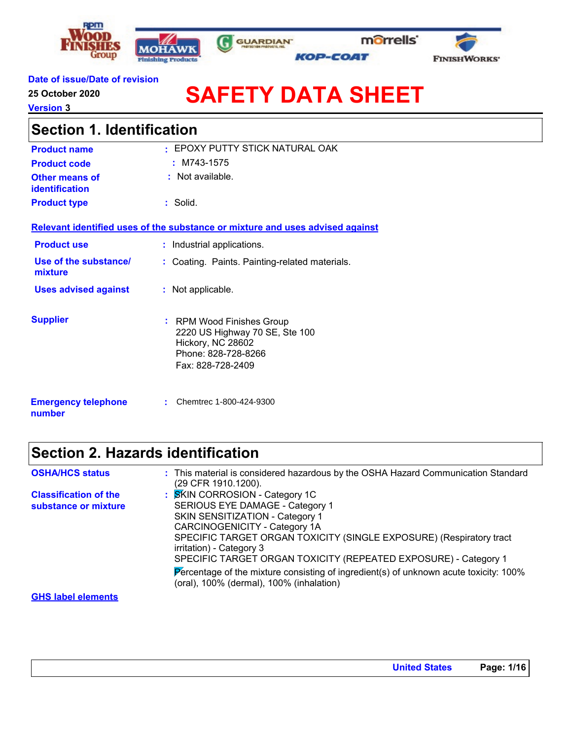Date of issue/Date of revision
25 October 2020
Version 3

# SAFETY DATA SHEET

## Section 1. Identification

**Product name** : EPOXY PUTTY STICK NATURAL OAK

**Product code** : M743-1575

**Other means of identification** : Not available.

**Product type** : Solid.

**Relevant identified uses of the substance or mixture and uses advised against**

**Product use** : Industrial applications.

**Use of the substance/ mixture** : Coating. Paints. Painting-related materials.

**Uses advised against** : Not applicable.

**Supplier** : RPM Wood Finishes Group
2220 US Highway 70 SE, Ste 100
Hickory, NC 28602
Phone: 828-728-8266
Fax: 828-728-2409

**Emergency telephone number** : Chemtrec 1-800-424-9300

## Section 2. Hazards identification

**OSHA/HCS status** : This material is considered hazardous by the OSHA Hazard Communication Standard (29 CFR 1910.1200).

**Classification of the substance or mixture** : SKIN CORROSION - Category 1C
SERIOUS EYE DAMAGE - Category 1
SKIN SENSITIZATION - Category 1
CARCINOGENICITY - Category 1A
SPECIFIC TARGET ORGAN TOXICITY (SINGLE EXPOSURE) (Respiratory tract irritation) - Category 3
SPECIFIC TARGET ORGAN TOXICITY (REPEATED EXPOSURE) - Category 1

Percentage of the mixture consisting of ingredient(s) of unknown acute toxicity: 100% (oral), 100% (dermal), 100% (inhalation)

**GHS label elements**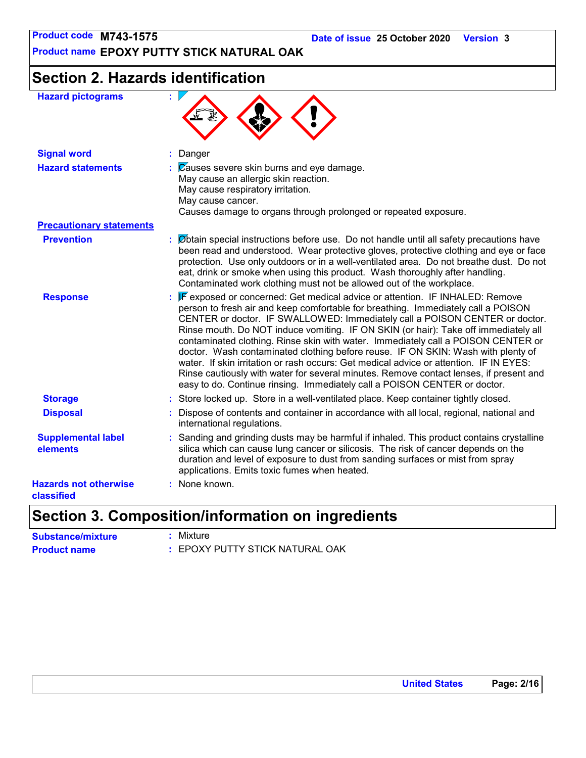## Section 2. Hazards identification

**Hazard pictograms** :

**Signal word** : Danger

**Hazard statements** : Causes severe skin burns and eye damage.
May cause an allergic skin reaction.
May cause respiratory irritation.
May cause cancer.
Causes damage to organs through prolonged or repeated exposure.

**Precautionary statements**

**Prevention** : Obtain special instructions before use. Do not handle until all safety precautions have been read and understood. Wear protective gloves, protective clothing and eye or face protection. Use only outdoors or in a well-ventilated area. Do not breathe dust. Do not eat, drink or smoke when using this product. Wash thoroughly after handling. Contaminated work clothing must not be allowed out of the workplace.

**Response** : IF exposed or concerned: Get medical advice or attention. IF INHALED: Remove person to fresh air and keep comfortable for breathing. Immediately call a POISON CENTER or doctor. IF SWALLOWED: Immediately call a POISON CENTER or doctor. Rinse mouth. Do NOT induce vomiting. IF ON SKIN (or hair): Take off immediately all contaminated clothing. Rinse skin with water. Immediately call a POISON CENTER or doctor. Wash contaminated clothing before reuse. IF ON SKIN: Wash with plenty of water. If skin irritation or rash occurs: Get medical advice or attention. IF IN EYES: Rinse cautiously with water for several minutes. Remove contact lenses, if present and easy to do. Continue rinsing. Immediately call a POISON CENTER or doctor.

**Storage** : Store locked up. Store in a well-ventilated place. Keep container tightly closed.

**Disposal** : Dispose of contents and container in accordance with all local, regional, national and international regulations.

**Supplemental label elements** : Sanding and grinding dusts may be harmful if inhaled. This product contains crystalline silica which can cause lung cancer or silicosis. The risk of cancer depends on the duration and level of exposure to dust from sanding surfaces or mist from spray applications. Emits toxic fumes when heated.

**Hazards not otherwise classified** : None known.

## Section 3. Composition/information on ingredients

**Substance/mixture** : Mixture

**Product name** : EPOXY PUTTY STICK NATURAL OAK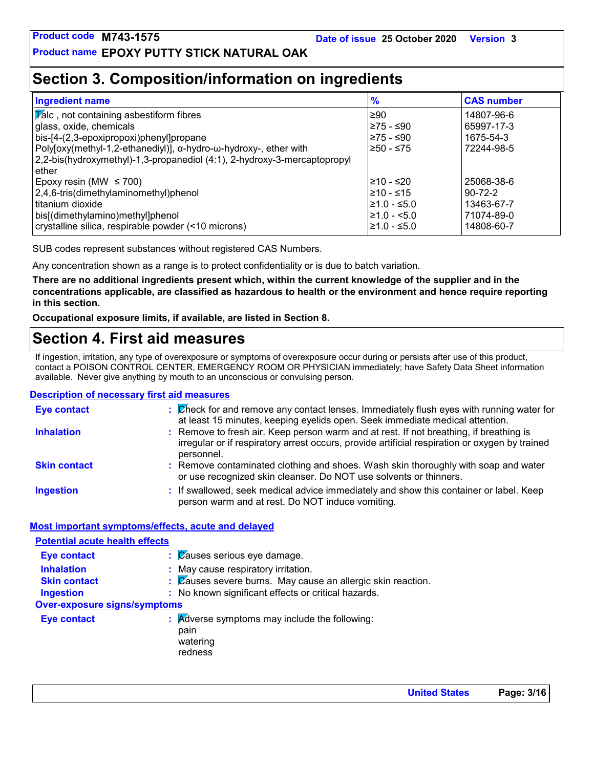## Section 3. Composition/information on ingredients

| Ingredient name | % | CAS number |
|---|---|---|
| Talc , not containing asbestiform fibres | ≥90 | 14807-96-6 |
| glass, oxide, chemicals | ≥75 - ≤90 | 65997-17-3 |
| bis-[4-(2,3-epoxipropoxi)phenyl]propane | ≥75 - ≤90 | 1675-54-3 |
| Poly[oxy(methyl-1,2-ethanediyl)], α-hydro-ω-hydroxy-, ether with 2,2-bis(hydroxymethyl)-1,3-propanediol (4:1), 2-hydroxy-3-mercaptopropyl ether | ≥50 - ≤75 | 72244-98-5 |
| Epoxy resin (MW ≤ 700) | ≥10 - ≤20 | 25068-38-6 |
| 2,4,6-tris(dimethylaminomethyl)phenol | ≥10 - ≤15 | 90-72-2 |
| titanium dioxide | ≥1.0 - ≤5.0 | 13463-67-7 |
| bis[(dimethylamino)methyl]phenol | ≥1.0 - <5.0 | 71074-89-0 |
| crystalline silica, respirable powder (<10 microns) | ≥1.0 - ≤5.0 | 14808-60-7 |

SUB codes represent substances without registered CAS Numbers.

Any concentration shown as a range is to protect confidentiality or is due to batch variation.

**There are no additional ingredients present which, within the current knowledge of the supplier and in the concentrations applicable, are classified as hazardous to health or the environment and hence require reporting in this section.**

**Occupational exposure limits, if available, are listed in Section 8.**

## Section 4. First aid measures

If ingestion, irritation, any type of overexposure or symptoms of overexposure occur during or persists after use of this product, contact a POISON CONTROL CENTER, EMERGENCY ROOM OR PHYSICIAN immediately; have Safety Data Sheet information available. Never give anything by mouth to an unconscious or convulsing person.

### Description of necessary first aid measures

**Eye contact** : Check for and remove any contact lenses. Immediately flush eyes with running water for at least 15 minutes, keeping eyelids open. Seek immediate medical attention.

**Inhalation** : Remove to fresh air. Keep person warm and at rest. If not breathing, if breathing is irregular or if respiratory arrest occurs, provide artificial respiration or oxygen by trained personnel.

**Skin contact** : Remove contaminated clothing and shoes. Wash skin thoroughly with soap and water or use recognized skin cleanser. Do NOT use solvents or thinners.

**Ingestion** : If swallowed, seek medical advice immediately and show this container or label. Keep person warm and at rest. Do NOT induce vomiting.

### Most important symptoms/effects, acute and delayed

#### Potential acute health effects

**Eye contact** : Causes serious eye damage.

**Inhalation** : May cause respiratory irritation.

**Skin contact** : Causes severe burns. May cause an allergic skin reaction.

**Ingestion** : No known significant effects or critical hazards.

#### Over-exposure signs/symptoms

**Eye contact** : Adverse symptoms may include the following:
pain
watering
redness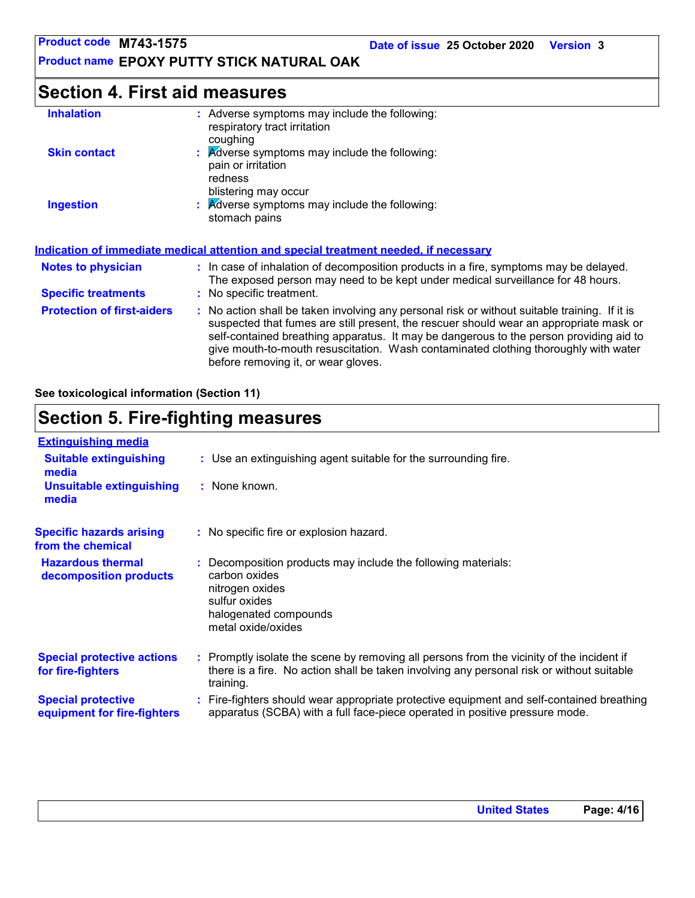## Section 4. First aid measures

**Inhalation** : Adverse symptoms may include the following:
respiratory tract irritation
coughing

**Skin contact** : Adverse symptoms may include the following:
pain or irritation
redness
blistering may occur

**Ingestion** : Adverse symptoms may include the following:
stomach pains

### Indication of immediate medical attention and special treatment needed, if necessary

**Notes to physician** : In case of inhalation of decomposition products in a fire, symptoms may be delayed. The exposed person may need to be kept under medical surveillance for 48 hours.

**Specific treatments** : No specific treatment.

**Protection of first-aiders** : No action shall be taken involving any personal risk or without suitable training. If it is suspected that fumes are still present, the rescuer should wear an appropriate mask or self-contained breathing apparatus. It may be dangerous to the person providing aid to give mouth-to-mouth resuscitation. Wash contaminated clothing thoroughly with water before removing it, or wear gloves.

**See toxicological information (Section 11)**

## Section 5. Fire-fighting measures

### Extinguishing media

**Suitable extinguishing media** : Use an extinguishing agent suitable for the surrounding fire.

**Unsuitable extinguishing media** : None known.

**Specific hazards arising from the chemical** : No specific fire or explosion hazard.

**Hazardous thermal decomposition products** : Decomposition products may include the following materials:
carbon oxides
nitrogen oxides
sulfur oxides
halogenated compounds
metal oxide/oxides

**Special protective actions for fire-fighters** : Promptly isolate the scene by removing all persons from the vicinity of the incident if there is a fire. No action shall be taken involving any personal risk or without suitable training.

**Special protective equipment for fire-fighters** : Fire-fighters should wear appropriate protective equipment and self-contained breathing apparatus (SCBA) with a full face-piece operated in positive pressure mode.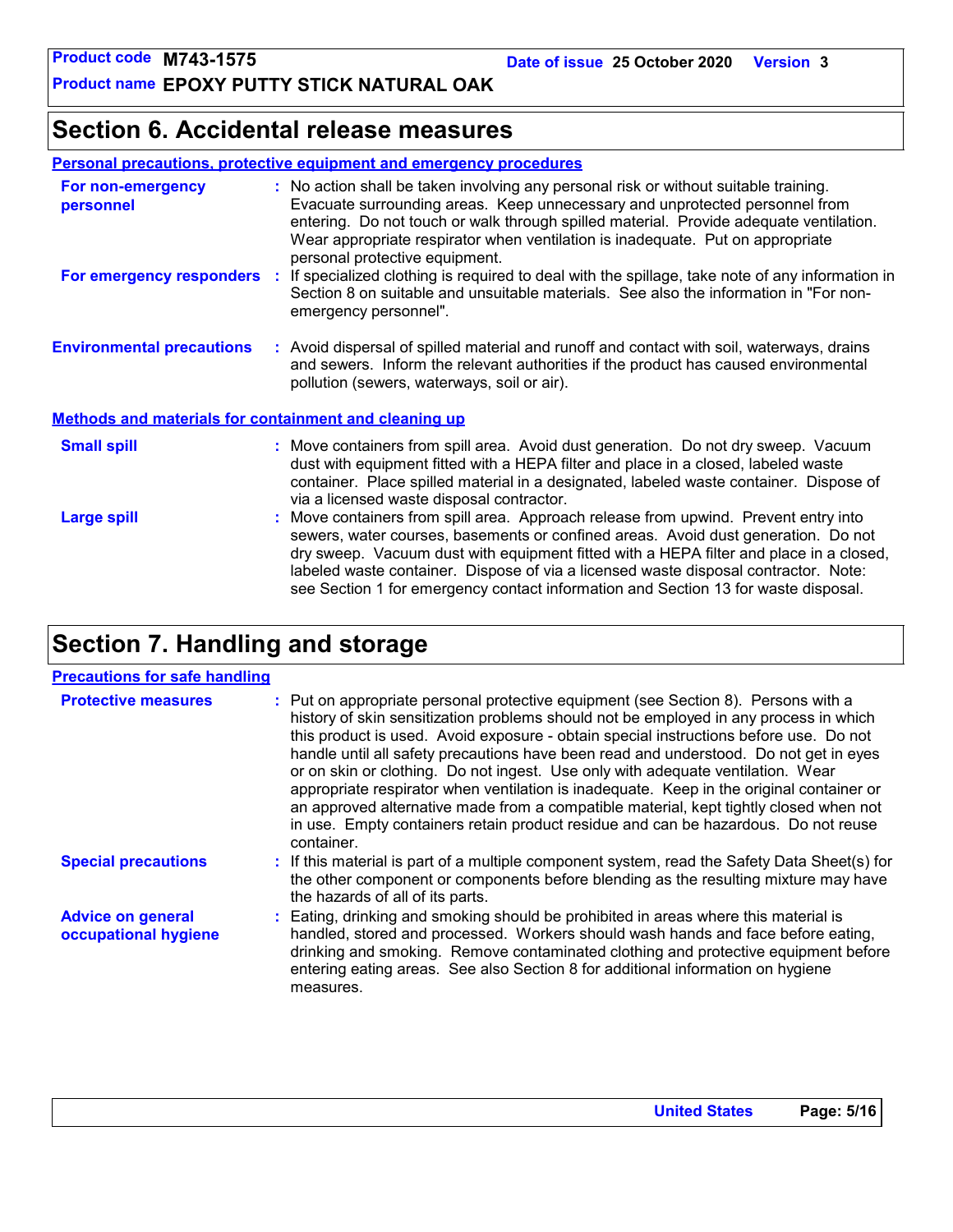## Section 6. Accidental release measures

### Personal precautions, protective equipment and emergency procedures

**For non-emergency personnel** : No action shall be taken involving any personal risk or without suitable training. Evacuate surrounding areas. Keep unnecessary and unprotected personnel from entering. Do not touch or walk through spilled material. Provide adequate ventilation. Wear appropriate respirator when ventilation is inadequate. Put on appropriate personal protective equipment.

**For emergency responders** : If specialized clothing is required to deal with the spillage, take note of any information in Section 8 on suitable and unsuitable materials. See also the information in "For non-emergency personnel".

**Environmental precautions** : Avoid dispersal of spilled material and runoff and contact with soil, waterways, drains and sewers. Inform the relevant authorities if the product has caused environmental pollution (sewers, waterways, soil or air).

### Methods and materials for containment and cleaning up

**Small spill** : Move containers from spill area. Avoid dust generation. Do not dry sweep. Vacuum dust with equipment fitted with a HEPA filter and place in a closed, labeled waste container. Place spilled material in a designated, labeled waste container. Dispose of via a licensed waste disposal contractor.

**Large spill** : Move containers from spill area. Approach release from upwind. Prevent entry into sewers, water courses, basements or confined areas. Avoid dust generation. Do not dry sweep. Vacuum dust with equipment fitted with a HEPA filter and place in a closed, labeled waste container. Dispose of via a licensed waste disposal contractor. Note: see Section 1 for emergency contact information and Section 13 for waste disposal.

## Section 7. Handling and storage

### Precautions for safe handling

**Protective measures** : Put on appropriate personal protective equipment (see Section 8). Persons with a history of skin sensitization problems should not be employed in any process in which this product is used. Avoid exposure - obtain special instructions before use. Do not handle until all safety precautions have been read and understood. Do not get in eyes or on skin or clothing. Do not ingest. Use only with adequate ventilation. Wear appropriate respirator when ventilation is inadequate. Keep in the original container or an approved alternative made from a compatible material, kept tightly closed when not in use. Empty containers retain product residue and can be hazardous. Do not reuse container.

**Special precautions** : If this material is part of a multiple component system, read the Safety Data Sheet(s) for the other component or components before blending as the resulting mixture may have the hazards of all of its parts.

**Advice on general occupational hygiene** : Eating, drinking and smoking should be prohibited in areas where this material is handled, stored and processed. Workers should wash hands and face before eating, drinking and smoking. Remove contaminated clothing and protective equipment before entering eating areas. See also Section 8 for additional information on hygiene measures.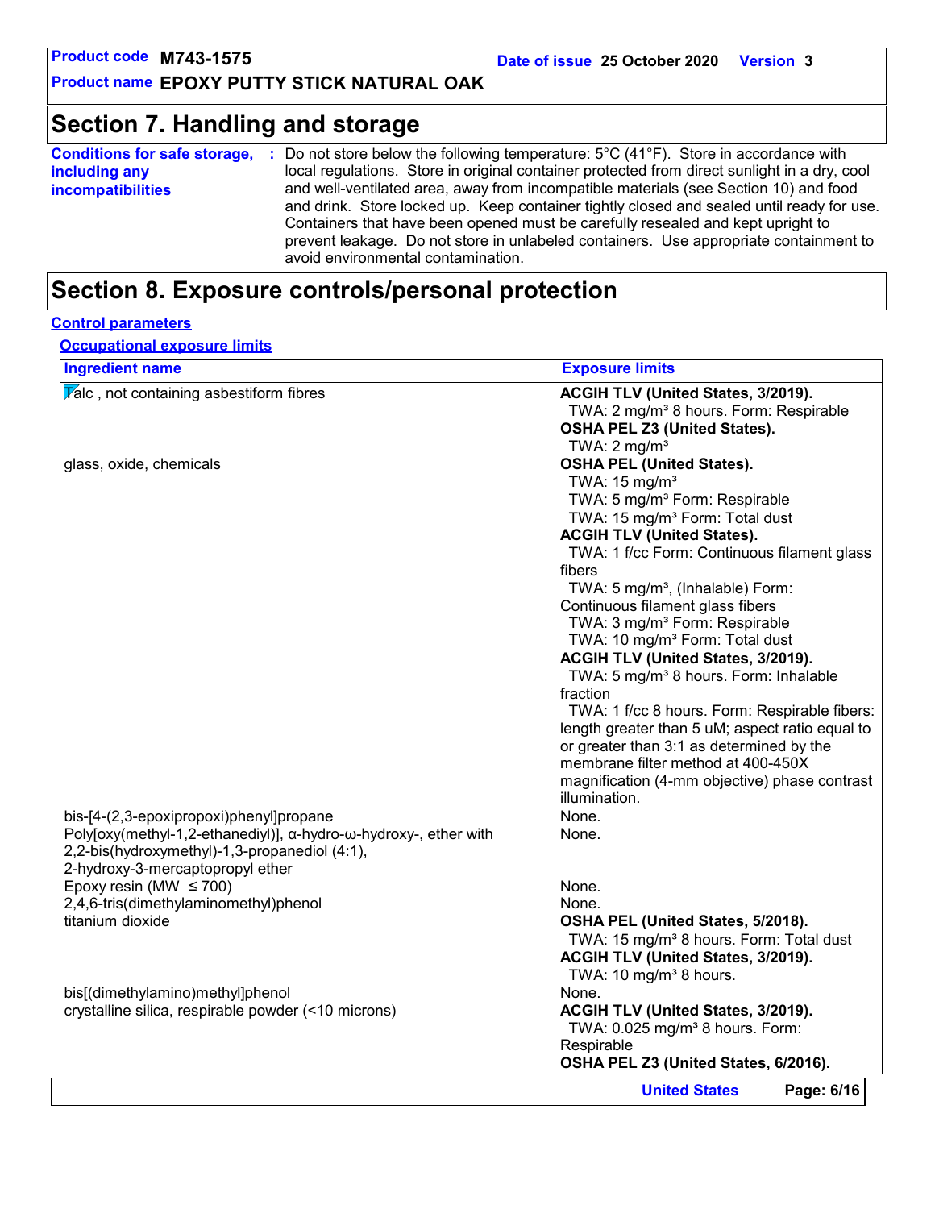## Section 7. Handling and storage

**Conditions for safe storage, including any incompatibilities** : Do not store below the following temperature: 5°C (41°F). Store in accordance with local regulations. Store in original container protected from direct sunlight in a dry, cool and well-ventilated area, away from incompatible materials (see Section 10) and food and drink. Store locked up. Keep container tightly closed and sealed until ready for use. Containers that have been opened must be carefully resealed and kept upright to prevent leakage. Do not store in unlabeled containers. Use appropriate containment to avoid environmental contamination.

## Section 8. Exposure controls/personal protection

**Control parameters**

**Occupational exposure limits**

| Ingredient name | Exposure limits |
|---|---|
| Talc , not containing asbestiform fibres | **ACGIH TLV (United States, 3/2019).**<br>TWA: 2 mg/m³ 8 hours. Form: Respirable<br>**OSHA PEL Z3 (United States).**<br>TWA: 2 mg/m³ |
| glass, oxide, chemicals | **OSHA PEL (United States).**<br>TWA: 15 mg/m³<br>TWA: 5 mg/m³ Form: Respirable<br>TWA: 15 mg/m³ Form: Total dust<br>**ACGIH TLV (United States).**<br>TWA: 1 f/cc Form: Continuous filament glass fibers<br>TWA: 5 mg/m³, (Inhalable) Form: Continuous filament glass fibers<br>TWA: 3 mg/m³ Form: Respirable<br>TWA: 10 mg/m³ Form: Total dust<br>**ACGIH TLV (United States, 3/2019).**<br>TWA: 5 mg/m³ 8 hours. Form: Inhalable fraction<br>TWA: 1 f/cc 8 hours. Form: Respirable fibers: length greater than 5 uM; aspect ratio equal to or greater than 3:1 as determined by the membrane filter method at 400-450X magnification (4-mm objective) phase contrast illumination. |
| bis-[4-(2,3-epoxipropoxi)phenyl]propane | None. |
| Poly[oxy(methyl-1,2-ethanediyl)], α-hydro-ω-hydroxy-, ether with 2,2-bis(hydroxymethyl)-1,3-propanediol (4:1), 2-hydroxy-3-mercaptopropyl ether | None. |
| Epoxy resin (MW ≤ 700) | None. |
| 2,4,6-tris(dimethylaminomethyl)phenol | None. |
| titanium dioxide | **OSHA PEL (United States, 5/2018).**<br>TWA: 15 mg/m³ 8 hours. Form: Total dust<br>**ACGIH TLV (United States, 3/2019).**<br>TWA: 10 mg/m³ 8 hours. |
| bis[(dimethylamino)methyl]phenol | None. |
| crystalline silica, respirable powder (<10 microns) | **ACGIH TLV (United States, 3/2019).**<br>TWA: 0.025 mg/m³ 8 hours. Form: Respirable<br>**OSHA PEL Z3 (United States, 6/2016).** |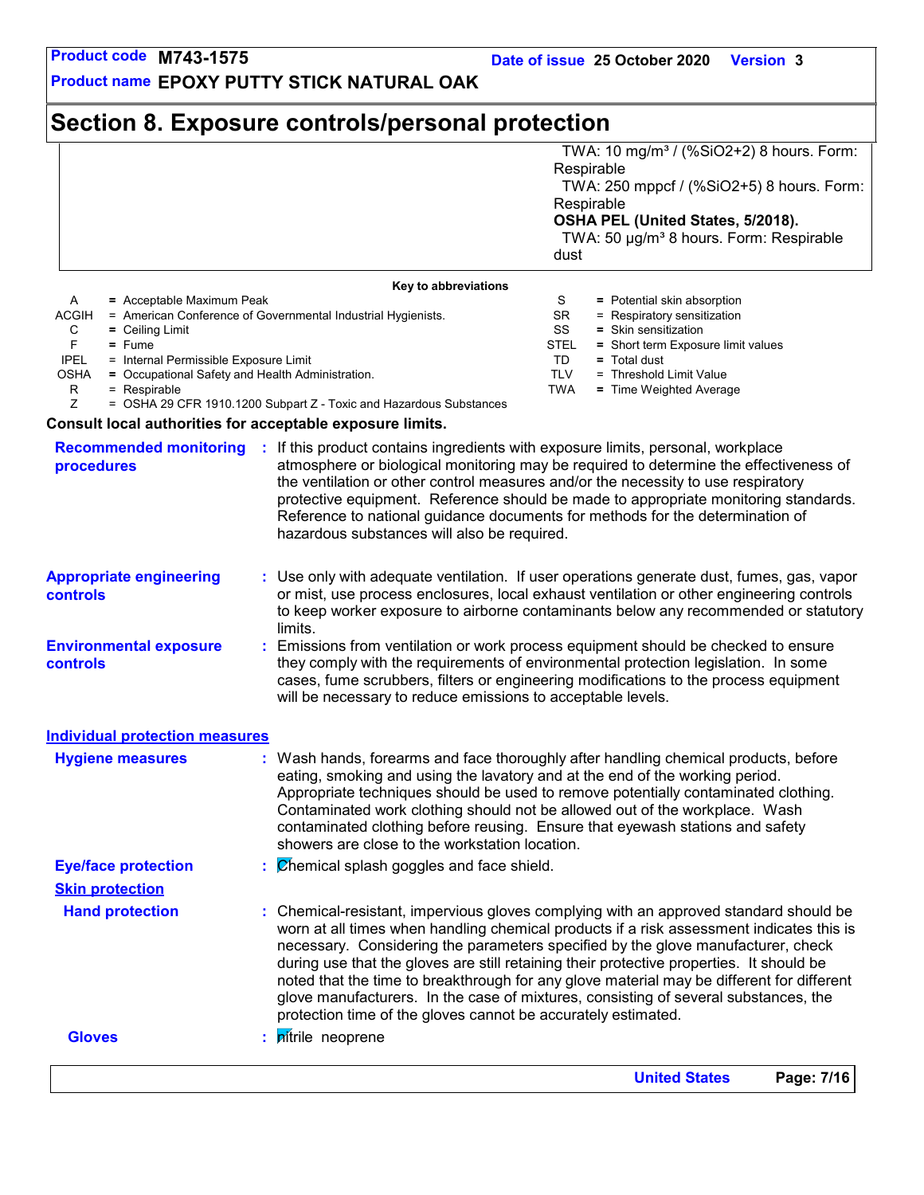## Section 8. Exposure controls/personal protection

| | |
|---|---|
| | TWA: 10 mg/m³ / (%SiO2+2) 8 hours. Form: Respirable<br>TWA: 250 mppcf / (%SiO2+5) 8 hours. Form: Respirable<br>**OSHA PEL (United States, 5/2018).**<br>TWA: 50 µg/m³ 8 hours. Form: Respirable dust |

**Key to abbreviations**

| | | | |
|---|---|---|---|
| A | = Acceptable Maximum Peak | S | = Potential skin absorption |
| ACGIH | = American Conference of Governmental Industrial Hygienists. | SR | = Respiratory sensitization |
| C | = Ceiling Limit | SS | = Skin sensitization |
| F | = Fume | STEL | = Short term Exposure limit values |
| IPEL | = Internal Permissible Exposure Limit | TD | = Total dust |
| OSHA | = Occupational Safety and Health Administration. | TLV | = Threshold Limit Value |
| R | = Respirable | TWA | = Time Weighted Average |
| Z | = OSHA 29 CFR 1910.1200 Subpart Z - Toxic and Hazardous Substances | | |

**Consult local authorities for acceptable exposure limits.**

**Recommended monitoring procedures** : If this product contains ingredients with exposure limits, personal, workplace atmosphere or biological monitoring may be required to determine the effectiveness of the ventilation or other control measures and/or the necessity to use respiratory protective equipment. Reference should be made to appropriate monitoring standards. Reference to national guidance documents for methods for the determination of hazardous substances will also be required.

**Appropriate engineering controls** : Use only with adequate ventilation. If user operations generate dust, fumes, gas, vapor or mist, use process enclosures, local exhaust ventilation or other engineering controls to keep worker exposure to airborne contaminants below any recommended or statutory limits.

**Environmental exposure controls** : Emissions from ventilation or work process equipment should be checked to ensure they comply with the requirements of environmental protection legislation. In some cases, fume scrubbers, filters or engineering modifications to the process equipment will be necessary to reduce emissions to acceptable levels.

### Individual protection measures

**Hygiene measures** : Wash hands, forearms and face thoroughly after handling chemical products, before eating, smoking and using the lavatory and at the end of the working period. Appropriate techniques should be used to remove potentially contaminated clothing. Contaminated work clothing should not be allowed out of the workplace. Wash contaminated clothing before reusing. Ensure that eyewash stations and safety showers are close to the workstation location.

**Eye/face protection** : Chemical splash goggles and face shield.

**Skin protection**

**Hand protection** : Chemical-resistant, impervious gloves complying with an approved standard should be worn at all times when handling chemical products if a risk assessment indicates this is necessary. Considering the parameters specified by the glove manufacturer, check during use that the gloves are still retaining their protective properties. It should be noted that the time to breakthrough for any glove material may be different for different glove manufacturers. In the case of mixtures, consisting of several substances, the protection time of the gloves cannot be accurately estimated.

**Gloves** : nitrile neoprene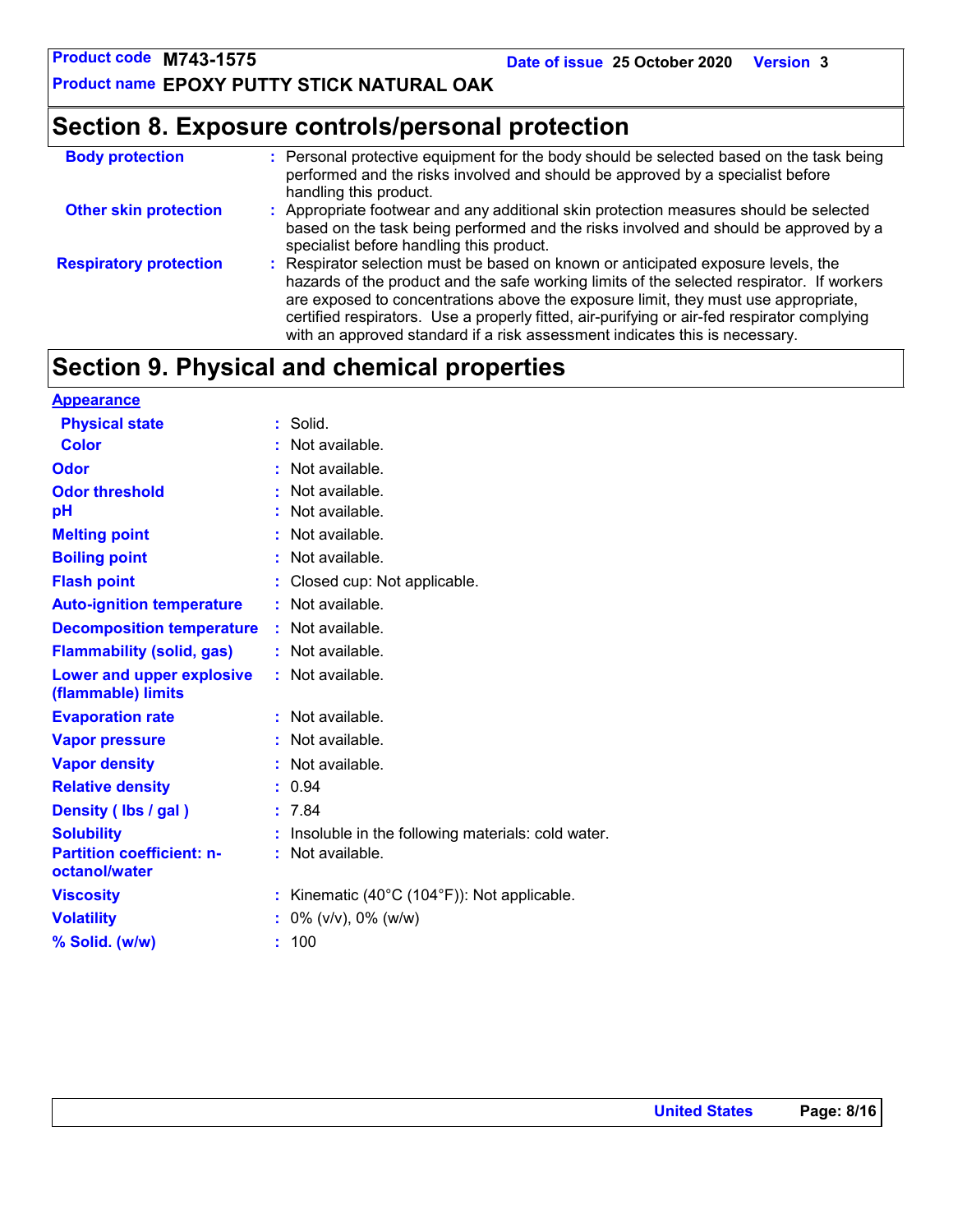## Section 8. Exposure controls/personal protection

**Body protection** : Personal protective equipment for the body should be selected based on the task being performed and the risks involved and should be approved by a specialist before handling this product.

**Other skin protection** : Appropriate footwear and any additional skin protection measures should be selected based on the task being performed and the risks involved and should be approved by a specialist before handling this product.

**Respiratory protection** : Respirator selection must be based on known or anticipated exposure levels, the hazards of the product and the safe working limits of the selected respirator. If workers are exposed to concentrations above the exposure limit, they must use appropriate, certified respirators. Use a properly fitted, air-purifying or air-fed respirator complying with an approved standard if a risk assessment indicates this is necessary.

## Section 9. Physical and chemical properties

**Appearance**

| | |
|---|---|
| **Physical state** | : Solid. |
| **Color** | : Not available. |
| **Odor** | : Not available. |
| **Odor threshold** | : Not available. |
| **pH** | : Not available. |
| **Melting point** | : Not available. |
| **Boiling point** | : Not available. |
| **Flash point** | : Closed cup: Not applicable. |
| **Auto-ignition temperature** | : Not available. |
| **Decomposition temperature** | : Not available. |
| **Flammability (solid, gas)** | : Not available. |
| **Lower and upper explosive (flammable) limits** | : Not available. |
| **Evaporation rate** | : Not available. |
| **Vapor pressure** | : Not available. |
| **Vapor density** | : Not available. |
| **Relative density** | : 0.94 |
| **Density ( lbs / gal )** | : 7.84 |
| **Solubility** | : Insoluble in the following materials: cold water. |
| **Partition coefficient: n-octanol/water** | : Not available. |
| **Viscosity** | : Kinematic (40°C (104°F)): Not applicable. |
| **Volatility** | : 0% (v/v), 0% (w/w) |
| **% Solid. (w/w)** | : 100 |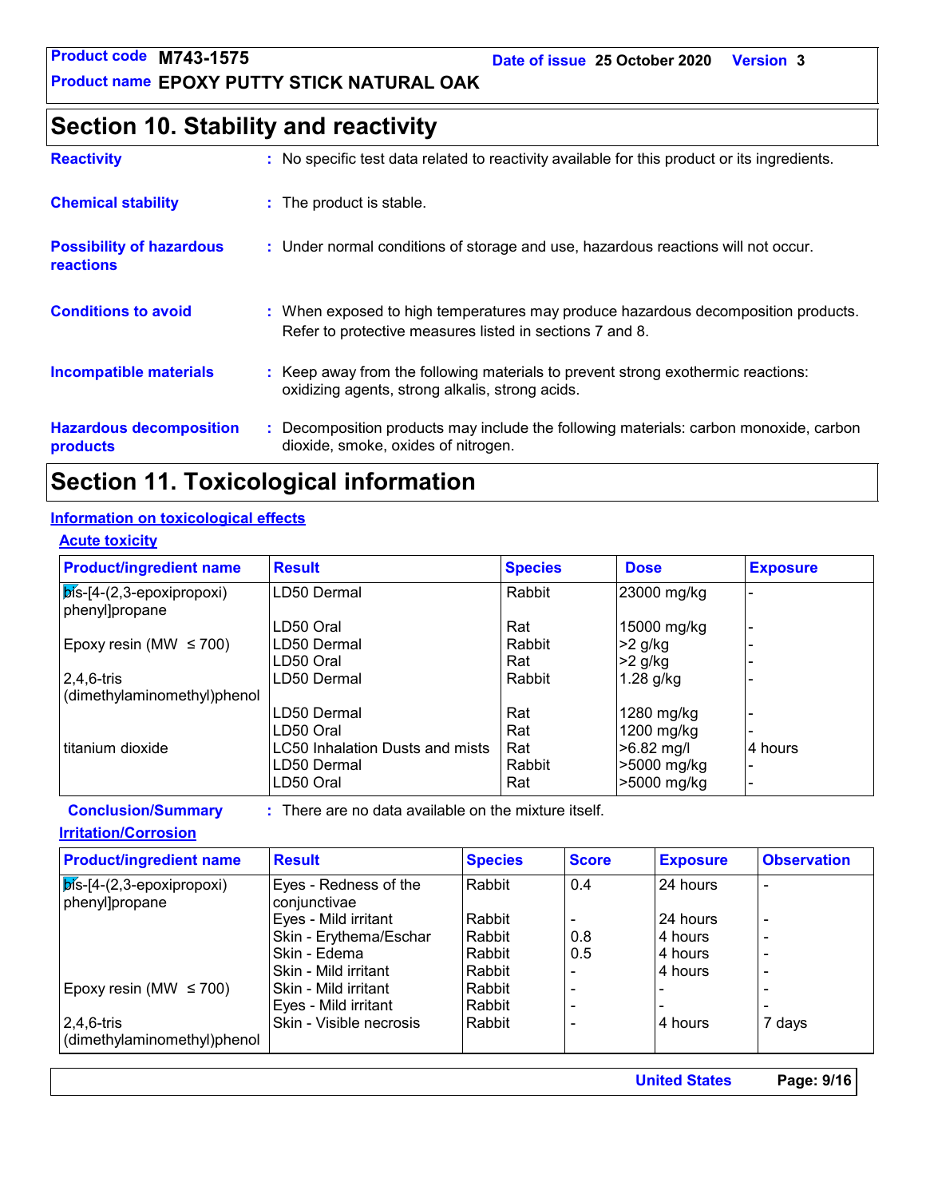# Section 10. Stability and reactivity

**Reactivity** : No specific test data related to reactivity available for this product or its ingredients.

**Chemical stability** : The product is stable.

**Possibility of hazardous reactions** : Under normal conditions of storage and use, hazardous reactions will not occur.

**Conditions to avoid** : When exposed to high temperatures may produce hazardous decomposition products. Refer to protective measures listed in sections 7 and 8.

**Incompatible materials** : Keep away from the following materials to prevent strong exothermic reactions: oxidizing agents, strong alkalis, strong acids.

**Hazardous decomposition products** : Decomposition products may include the following materials: carbon monoxide, carbon dioxide, smoke, oxides of nitrogen.

# Section 11. Toxicological information

## Information on toxicological effects

### Acute toxicity

| Product/ingredient name | Result | Species | Dose | Exposure |
|---|---|---|---|---|
| bis-[4-(2,3-epoxipropoxi) phenyl]propane | LD50 Dermal | Rabbit | 23000 mg/kg | - |
| | LD50 Oral | Rat | 15000 mg/kg | - |
| Epoxy resin (MW ≤ 700) | LD50 Dermal | Rabbit | >2 g/kg | - |
| | LD50 Oral | Rat | >2 g/kg | - |
| 2,4,6-tris (dimethylaminomethyl)phenol | LD50 Dermal | Rabbit | 1.28 g/kg | - |
| | LD50 Dermal | Rat | 1280 mg/kg | - |
| | LD50 Oral | Rat | 1200 mg/kg | - |
| titanium dioxide | LC50 Inhalation Dusts and mists | Rat | >6.82 mg/l | 4 hours |
| | LD50 Dermal | Rabbit | >5000 mg/kg | - |
| | LD50 Oral | Rat | >5000 mg/kg | - |

**Conclusion/Summary** : There are no data available on the mixture itself.

### Irritation/Corrosion

| Product/ingredient name | Result | Species | Score | Exposure | Observation |
|---|---|---|---|---|---|
| bis-[4-(2,3-epoxipropoxi) phenyl]propane | Eyes - Redness of the conjunctivae | Rabbit | 0.4 | 24 hours | - |
| | Eyes - Mild irritant | Rabbit | - | 24 hours | - |
| | Skin - Erythema/Eschar | Rabbit | 0.8 | 4 hours | - |
| | Skin - Edema | Rabbit | 0.5 | 4 hours | - |
| | Skin - Mild irritant | Rabbit | - | 4 hours | - |
| Epoxy resin (MW ≤ 700) | Skin - Mild irritant | Rabbit | - | - | - |
| | Eyes - Mild irritant | Rabbit | - | - | - |
| 2,4,6-tris (dimethylaminomethyl)phenol | Skin - Visible necrosis | Rabbit | - | 4 hours | 7 days |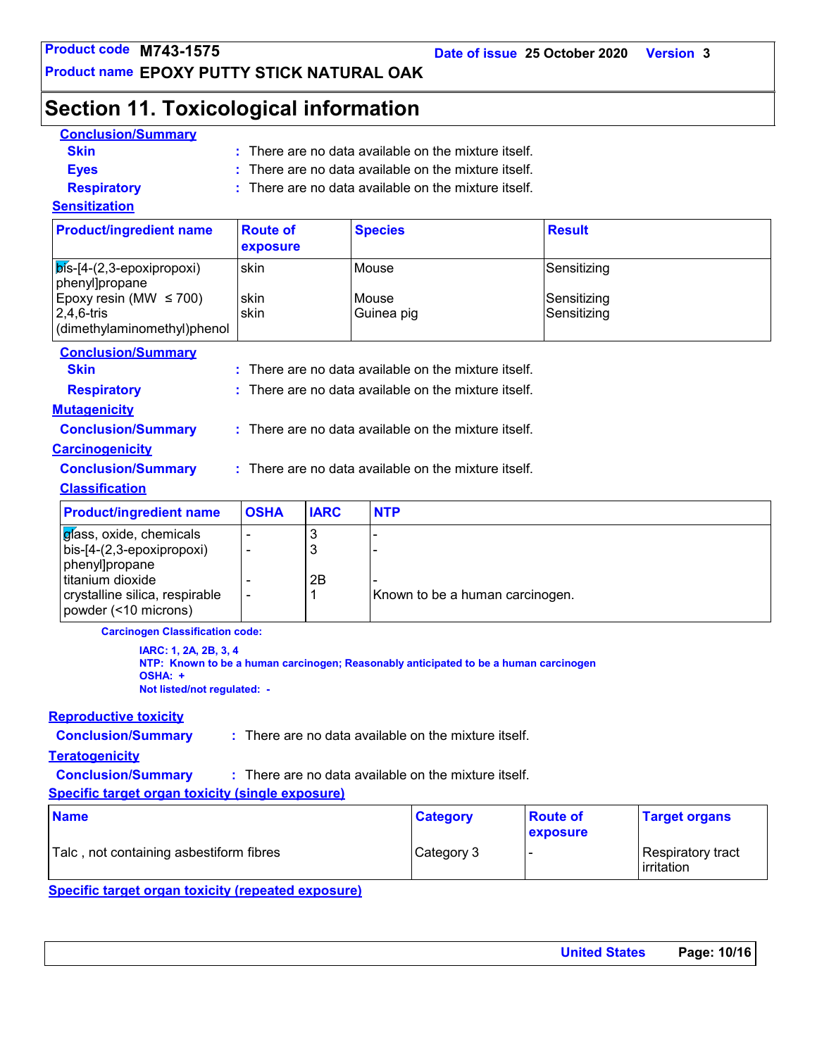## Section 11. Toxicological information

**Conclusion/Summary**

**Skin** : There are no data available on the mixture itself.

**Eyes** : There are no data available on the mixture itself.

**Respiratory** : There are no data available on the mixture itself.

**Sensitization**

| Product/ingredient name | Route of exposure | Species | Result |
|---|---|---|---|
| bis-[4-(2,3-epoxipropoxi) phenyl]propane | skin | Mouse | Sensitizing |
| Epoxy resin (MW ≤ 700) | skin | Mouse | Sensitizing |
| 2,4,6-tris (dimethylaminomethyl)phenol | skin | Guinea pig | Sensitizing |

**Conclusion/Summary**

**Skin** : There are no data available on the mixture itself.

**Respiratory** : There are no data available on the mixture itself.

**Mutagenicity**

**Conclusion/Summary** : There are no data available on the mixture itself.

**Carcinogenicity**

**Conclusion/Summary** : There are no data available on the mixture itself.

**Classification**

| Product/ingredient name | OSHA | IARC | NTP |
|---|---|---|---|
| glass, oxide, chemicals | - | 3 | - |
| bis-[4-(2,3-epoxipropoxi) phenyl]propane | - | 3 | - |
| titanium dioxide | - | 2B | - |
| crystalline silica, respirable powder (<10 microns) | - | 1 | Known to be a human carcinogen. |

**Carcinogen Classification code:**

**IARC: 1, 2A, 2B, 3, 4**
**NTP: Known to be a human carcinogen; Reasonably anticipated to be a human carcinogen**
**OSHA: +**
**Not listed/not regulated: -**

**Reproductive toxicity**

**Conclusion/Summary** : There are no data available on the mixture itself.

**Teratogenicity**

**Conclusion/Summary** : There are no data available on the mixture itself.

**Specific target organ toxicity (single exposure)**

| Name | Category | Route of exposure | Target organs |
|---|---|---|---|
| Talc , not containing asbestiform fibres | Category 3 | - | Respiratory tract irritation |

**Specific target organ toxicity (repeated exposure)**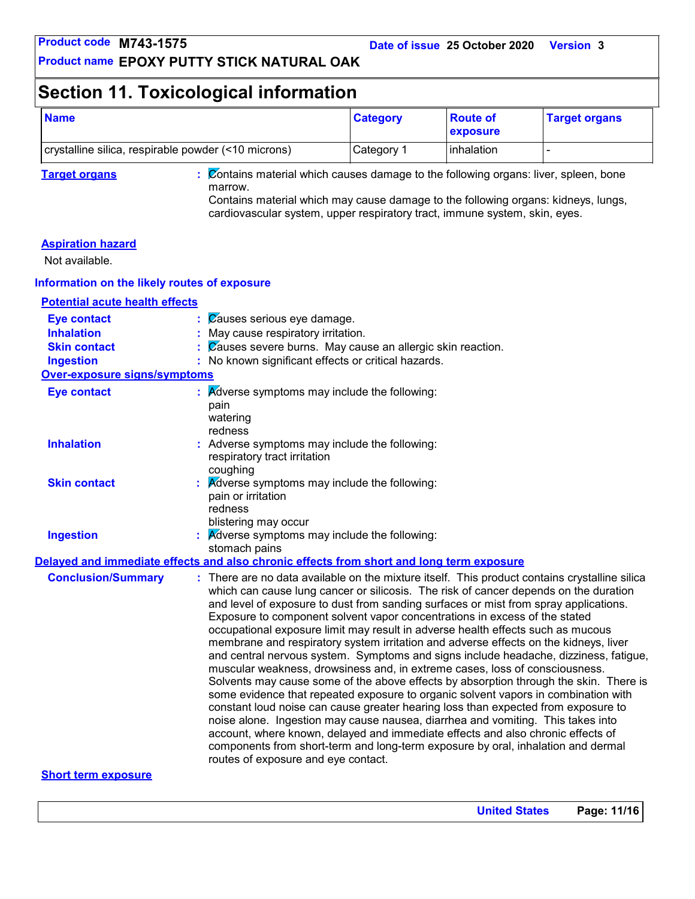# Section 11. Toxicological information

| Name | Category | Route of exposure | Target organs |
|---|---|---|---|
| crystalline silica, respirable powder (<10 microns) | Category 1 | inhalation | - |

**Target organs** : Contains material which causes damage to the following organs: liver, spleen, bone marrow.
Contains material which may cause damage to the following organs: kidneys, lungs, cardiovascular system, upper respiratory tract, immune system, skin, eyes.

**Aspiration hazard**

Not available.

### Information on the likely routes of exposure

**Potential acute health effects**

**Eye contact** : Causes serious eye damage.

**Inhalation** : May cause respiratory irritation.

**Skin contact** : Causes severe burns. May cause an allergic skin reaction.

**Ingestion** : No known significant effects or critical hazards.

**Over-exposure signs/symptoms**

**Eye contact** : Adverse symptoms may include the following:
pain
watering
redness

**Inhalation** : Adverse symptoms may include the following:
respiratory tract irritation
coughing

**Skin contact** : Adverse symptoms may include the following:
pain or irritation
redness
blistering may occur

**Ingestion** : Adverse symptoms may include the following:
stomach pains

### Delayed and immediate effects and also chronic effects from short and long term exposure

**Conclusion/Summary** : There are no data available on the mixture itself. This product contains crystalline silica which can cause lung cancer or silicosis. The risk of cancer depends on the duration and level of exposure to dust from sanding surfaces or mist from spray applications. Exposure to component solvent vapor concentrations in excess of the stated occupational exposure limit may result in adverse health effects such as mucous membrane and respiratory system irritation and adverse effects on the kidneys, liver and central nervous system. Symptoms and signs include headache, dizziness, fatigue, muscular weakness, drowsiness and, in extreme cases, loss of consciousness. Solvents may cause some of the above effects by absorption through the skin. There is some evidence that repeated exposure to organic solvent vapors in combination with constant loud noise can cause greater hearing loss than expected from exposure to noise alone. Ingestion may cause nausea, diarrhea and vomiting. This takes into account, where known, delayed and immediate effects and also chronic effects of components from short-term and long-term exposure by oral, inhalation and dermal routes of exposure and eye contact.

**Short term exposure**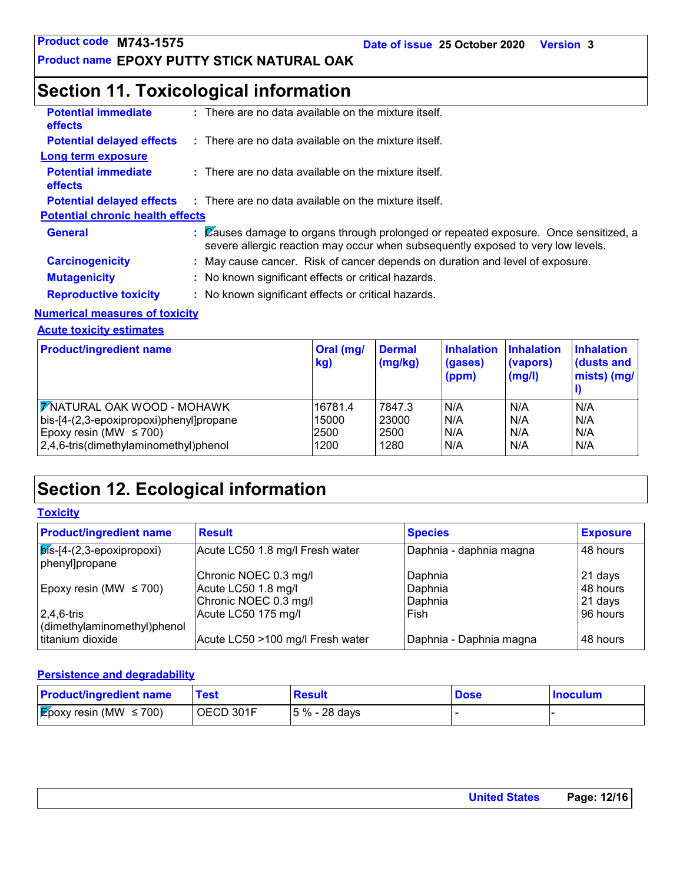## Section 11. Toxicological information

**Potential immediate effects** : There are no data available on the mixture itself.

**Potential delayed effects** : There are no data available on the mixture itself.

**Long term exposure**

**Potential immediate effects** : There are no data available on the mixture itself.

**Potential delayed effects** : There are no data available on the mixture itself.

**Potential chronic health effects**

**General** : Causes damage to organs through prolonged or repeated exposure. Once sensitized, a severe allergic reaction may occur when subsequently exposed to very low levels.

**Carcinogenicity** : May cause cancer. Risk of cancer depends on duration and level of exposure.

**Mutagenicity** : No known significant effects or critical hazards.

**Reproductive toxicity** : No known significant effects or critical hazards.

**Numerical measures of toxicity**

**Acute toxicity estimates**

| Product/ingredient name | Oral (mg/kg) | Dermal (mg/kg) | Inhalation (gases) (ppm) | Inhalation (vapors) (mg/l) | Inhalation (dusts and mists) (mg/l) |
|---|---|---|---|---|---|
| NATURAL OAK WOOD - MOHAWK | 16781.4 | 7847.3 | N/A | N/A | N/A |
| bis-[4-(2,3-epoxipropoxi)phenyl]propane | 15000 | 23000 | N/A | N/A | N/A |
| Epoxy resin (MW ≤ 700) | 2500 | 2500 | N/A | N/A | N/A |
| 2,4,6-tris(dimethylaminomethyl)phenol | 1200 | 1280 | N/A | N/A | N/A |

## Section 12. Ecological information

**Toxicity**

| Product/ingredient name | Result | Species | Exposure |
|---|---|---|---|
| bis-[4-(2,3-epoxipropoxi) phenyl]propane | Acute LC50 1.8 mg/l Fresh water | Daphnia - daphnia magna | 48 hours |
| | Chronic NOEC 0.3 mg/l | Daphnia | 21 days |
| Epoxy resin (MW ≤ 700) | Acute LC50 1.8 mg/l | Daphnia | 48 hours |
| | Chronic NOEC 0.3 mg/l | Daphnia | 21 days |
| 2,4,6-tris (dimethylaminomethyl)phenol | Acute LC50 175 mg/l | Fish | 96 hours |
| titanium dioxide | Acute LC50 >100 mg/l Fresh water | Daphnia - Daphnia magna | 48 hours |

**Persistence and degradability**

| Product/ingredient name | Test | Result | Dose | Inoculum |
|---|---|---|---|---|
| Epoxy resin (MW ≤ 700) | OECD 301F | 5 % - 28 days | - | - |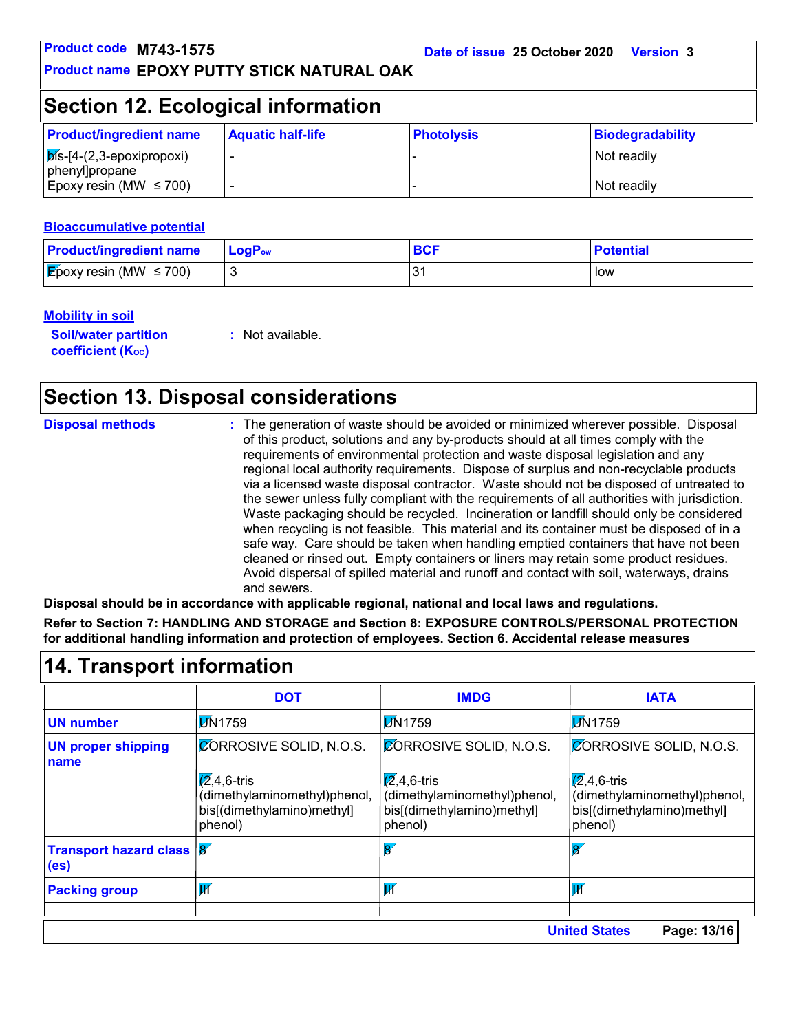## Section 12. Ecological information

| Product/ingredient name | Aquatic half-life | Photolysis | Biodegradability |
|---|---|---|---|
| bis-[4-(2,3-epoxipropoxi) phenyl]propane | - | - | Not readily |
| Epoxy resin (MW ≤ 700) | - | - | Not readily |

### Bioaccumulative potential

| Product/ingredient name | $LogP_{ow}$ | BCF | Potential |
|---|---|---|---|
| Epoxy resin (MW ≤ 700) | 3 | 31 | low |

### Mobility in soil

**Soil/water partition coefficient ($K_{OC}$)** : Not available.

## Section 13. Disposal considerations

**Disposal methods** : The generation of waste should be avoided or minimized wherever possible. Disposal of this product, solutions and any by-products should at all times comply with the requirements of environmental protection and waste disposal legislation and any regional local authority requirements. Dispose of surplus and non-recyclable products via a licensed waste disposal contractor. Waste should not be disposed of untreated to the sewer unless fully compliant with the requirements of all authorities with jurisdiction. Waste packaging should be recycled. Incineration or landfill should only be considered when recycling is not feasible. This material and its container must be disposed of in a safe way. Care should be taken when handling emptied containers that have not been cleaned or rinsed out. Empty containers or liners may retain some product residues. Avoid dispersal of spilled material and runoff and contact with soil, waterways, drains and sewers.

**Disposal should be in accordance with applicable regional, national and local laws and regulations.**

**Refer to Section 7: HANDLING AND STORAGE and Section 8: EXPOSURE CONTROLS/PERSONAL PROTECTION for additional handling information and protection of employees. Section 6. Accidental release measures**

## 14. Transport information

| | DOT | IMDG | IATA |
|---|---|---|---|
| UN number | UN1759 | UN1759 | UN1759 |
| UN proper shipping name | CORROSIVE SOLID, N.O.S.<br><br>(2,4,6-tris (dimethylaminomethyl)phenol, bis[(dimethylamino)methyl] phenol) | CORROSIVE SOLID, N.O.S.<br><br>(2,4,6-tris (dimethylaminomethyl)phenol, bis[(dimethylamino)methyl] phenol) | CORROSIVE SOLID, N.O.S.<br><br>(2,4,6-tris (dimethylaminomethyl)phenol, bis[(dimethylamino)methyl] phenol) |
| Transport hazard class (es) | 8 | 8 | 8 |
| Packing group | III | III | III |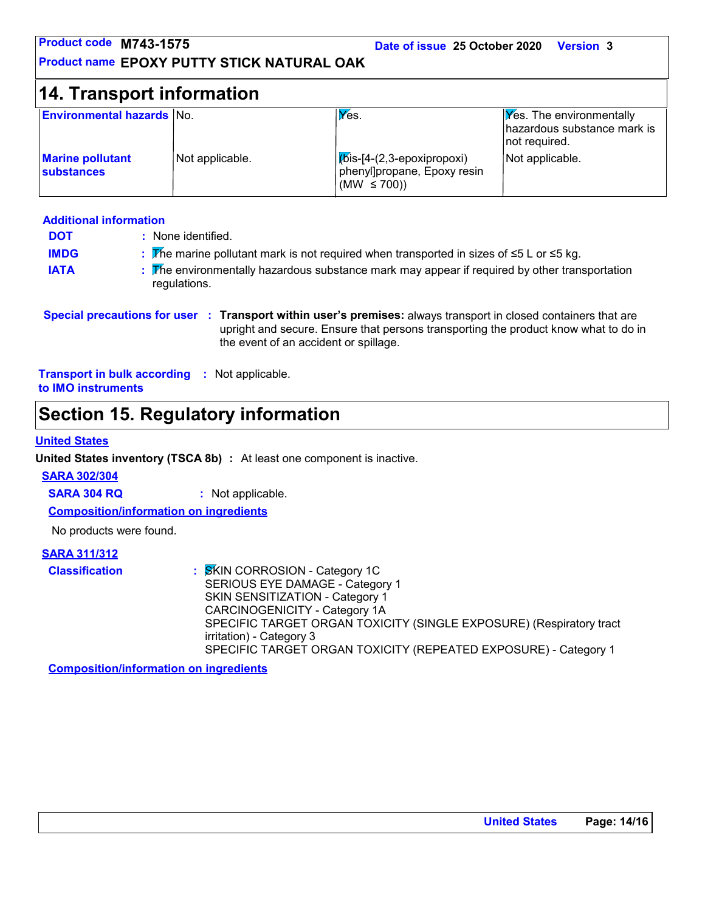## 14. Transport information

| | | | |
|---|---|---|---|
| **Environmental hazards** | No. | Yes. | Yes. The environmentally hazardous substance mark is not required. |
| **Marine pollutant substances** | Not applicable. | (bis-[4-(2,3-epoxipropoxi) phenyl]propane, Epoxy resin (MW ≤ 700)) | Not applicable. |

**Additional information**

**DOT** : None identified.

**IMDG** : The marine pollutant mark is not required when transported in sizes of ≤5 L or ≤5 kg.

**IATA** : The environmentally hazardous substance mark may appear if required by other transportation regulations.

**Special precautions for user** : **Transport within user's premises:** always transport in closed containers that are upright and secure. Ensure that persons transporting the product know what to do in the event of an accident or spillage.

**Transport in bulk according to IMO instruments** : Not applicable.

## Section 15. Regulatory information

**United States**

**United States inventory (TSCA 8b)** : At least one component is inactive.

**SARA 302/304**

**SARA 304 RQ** : Not applicable.

**Composition/information on ingredients**

No products were found.

**SARA 311/312**

**Classification** : SKIN CORROSION - Category 1C
SERIOUS EYE DAMAGE - Category 1
SKIN SENSITIZATION - Category 1
CARCINOGENICITY - Category 1A
SPECIFIC TARGET ORGAN TOXICITY (SINGLE EXPOSURE) (Respiratory tract irritation) - Category 3
SPECIFIC TARGET ORGAN TOXICITY (REPEATED EXPOSURE) - Category 1

**Composition/information on ingredients**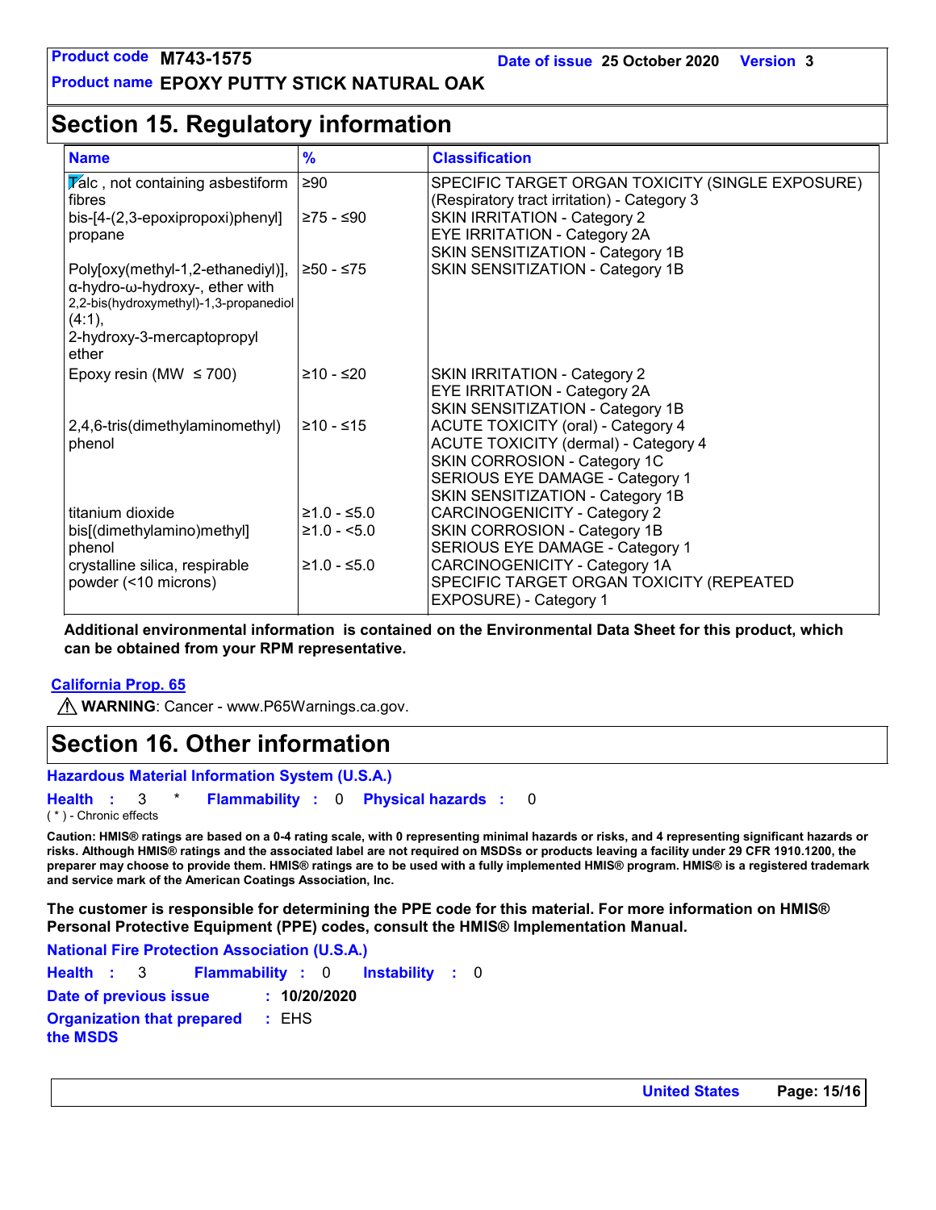# Section 15. Regulatory information

| Name | % | Classification |
|---|---|---|
| Talc , not containing asbestiform fibres | ≥90 | SPECIFIC TARGET ORGAN TOXICITY (SINGLE EXPOSURE) (Respiratory tract irritation) - Category 3 |
| bis-[4-(2,3-epoxipropoxi)phenyl] propane | ≥75 - ≤90 | SKIN IRRITATION - Category 2<br>EYE IRRITATION - Category 2A<br>SKIN SENSITIZATION - Category 1B |
| Poly[oxy(methyl-1,2-ethanediyl)], α-hydro-ω-hydroxy-, ether with 2,2-bis(hydroxymethyl)-1,3-propanediol (4:1), 2-hydroxy-3-mercaptopropyl ether | ≥50 - ≤75 | SKIN SENSITIZATION - Category 1B |
| Epoxy resin (MW ≤ 700) | ≥10 - ≤20 | SKIN IRRITATION - Category 2<br>EYE IRRITATION - Category 2A<br>SKIN SENSITIZATION - Category 1B |
| 2,4,6-tris(dimethylaminomethyl) phenol | ≥10 - ≤15 | ACUTE TOXICITY (oral) - Category 4<br>ACUTE TOXICITY (dermal) - Category 4<br>SKIN CORROSION - Category 1C<br>SERIOUS EYE DAMAGE - Category 1<br>SKIN SENSITIZATION - Category 1B |
| titanium dioxide | ≥1.0 - ≤5.0 | CARCINOGENICITY - Category 2 |
| bis[(dimethylamino)methyl] phenol | ≥1.0 - <5.0 | SKIN CORROSION - Category 1B<br>SERIOUS EYE DAMAGE - Category 1 |
| crystalline silica, respirable powder (<10 microns) | ≥1.0 - ≤5.0 | CARCINOGENICITY - Category 1A<br>SPECIFIC TARGET ORGAN TOXICITY (REPEATED EXPOSURE) - Category 1 |

**Additional environmental information is contained on the Environmental Data Sheet for this product, which can be obtained from your RPM representative.**

**California Prop. 65**

⚠ **WARNING**: Cancer - www.P65Warnings.ca.gov.

# Section 16. Other information

**Hazardous Material Information System (U.S.A.)**

**Health :** 3 * **Flammability :** 0 **Physical hazards :** 0

( * ) - Chronic effects

**Caution: HMIS® ratings are based on a 0-4 rating scale, with 0 representing minimal hazards or risks, and 4 representing significant hazards or risks. Although HMIS® ratings and the associated label are not required on MSDSs or products leaving a facility under 29 CFR 1910.1200, the preparer may choose to provide them. HMIS® ratings are to be used with a fully implemented HMIS® program. HMIS® is a registered trademark and service mark of the American Coatings Association, Inc.**

**The customer is responsible for determining the PPE code for this material. For more information on HMIS® Personal Protective Equipment (PPE) codes, consult the HMIS® Implementation Manual.**

**National Fire Protection Association (U.S.A.)**

**Health :** 3 **Flammability :** 0 **Instability :** 0

**Date of previous issue :** **10/20/2020**

**Organization that prepared the MSDS :** EHS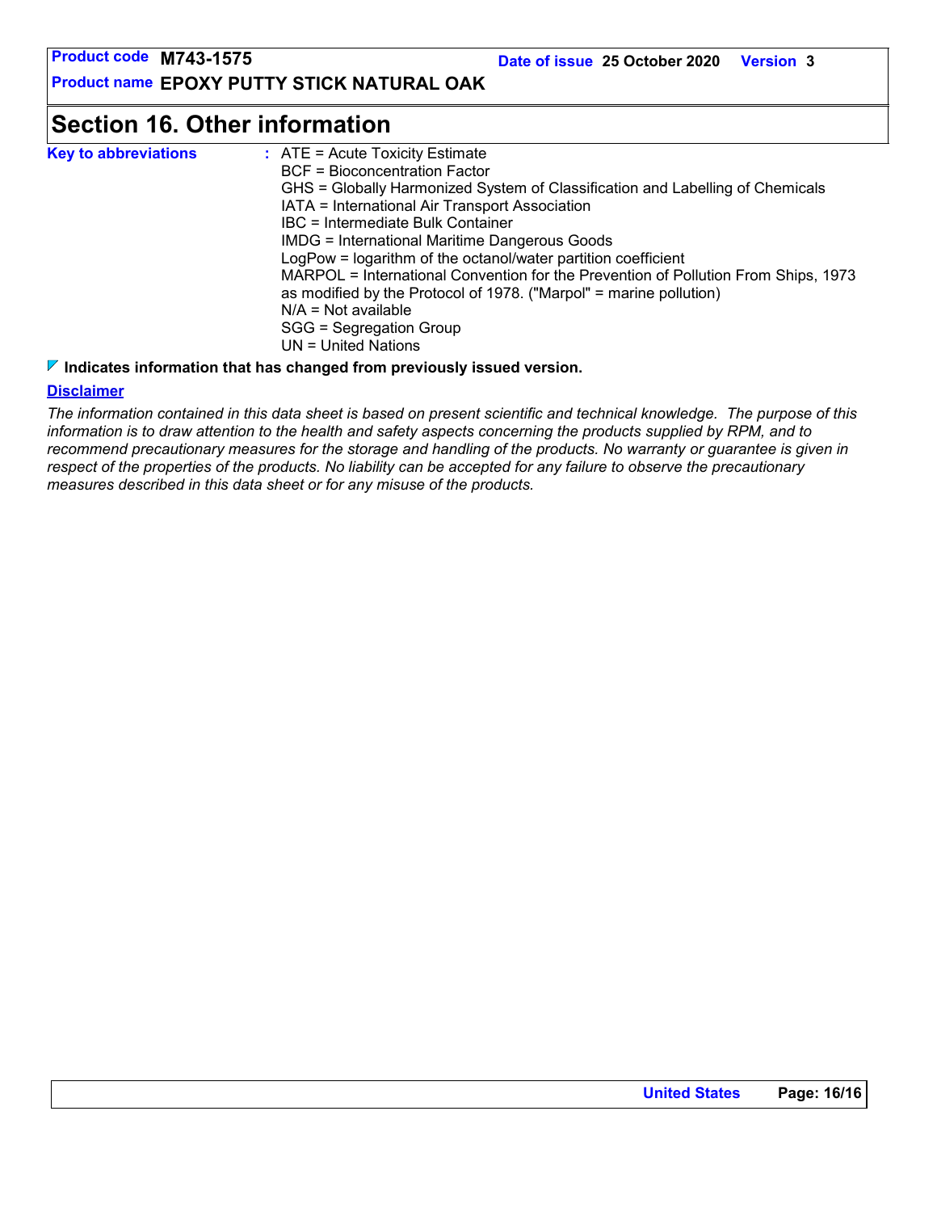## Section 16. Other information

**Key to abbreviations** :
ATE = Acute Toxicity Estimate
BCF = Bioconcentration Factor
GHS = Globally Harmonized System of Classification and Labelling of Chemicals
IATA = International Air Transport Association
IBC = Intermediate Bulk Container
IMDG = International Maritime Dangerous Goods
LogPow = logarithm of the octanol/water partition coefficient
MARPOL = International Convention for the Prevention of Pollution From Ships, 1973 as modified by the Protocol of 1978. ("Marpol" = marine pollution)
N/A = Not available
SGG = Segregation Group
UN = United Nations

**Indicates information that has changed from previously issued version.**

**Disclaimer**

*The information contained in this data sheet is based on present scientific and technical knowledge. The purpose of this information is to draw attention to the health and safety aspects concerning the products supplied by RPM, and to recommend precautionary measures for the storage and handling of the products. No warranty or guarantee is given in respect of the properties of the products. No liability can be accepted for any failure to observe the precautionary measures described in this data sheet or for any misuse of the products.*